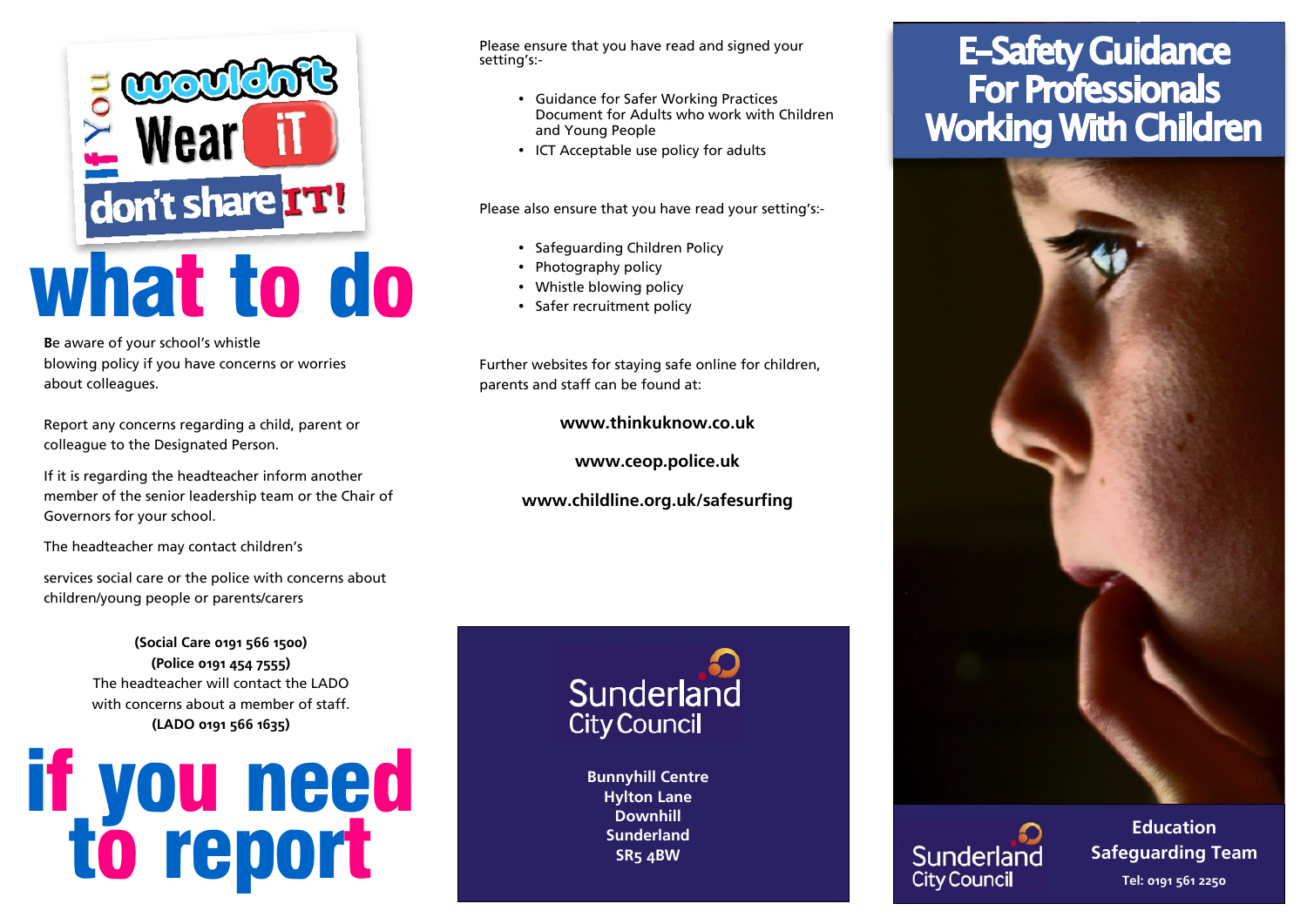# If You wouldn't Wear iT don't share IT!

# what to do

Be aware of your school's whistle blowing policy if you have concerns or worries about colleagues.

Report any concerns regarding a child, parent or colleague to the Designated Person.

If it is regarding the headteacher inform another member of the senior leadership team or the Chair of Governors for your school.

The headteacher may contact children's

services social care or the police with concerns about children/young people or parents/carers

**(Social Care 0191 566 1500)**
**(Police 0191 454 7555)**
The headteacher will contact the LADO with concerns about a member of staff.
**(LADO 0191 566 1635)**

# if you need to report

Please ensure that you have read and signed your setting's:-

- Guidance for Safer Working Practices Document for Adults who work with Children and Young People
- ICT Acceptable use policy for adults

Please also ensure that you have read your setting's:-

- Safeguarding Children Policy
- Photography policy
- Whistle blowing policy
- Safer recruitment policy

Further websites for staying safe online for children, parents and staff can be found at:

**www.thinkuknow.co.uk**

**www.ceop.police.uk**

**www.childline.org.uk/safesurfing**

Sunderland City Council

**Bunnyhill Centre**
**Hylton Lane**
**Downhill**
**Sunderland**
**SR5 4BW**

# E-Safety Guidance For Professionals Working With Children

Sunderland City Council

**Education Safeguarding Team**

**Tel: 0191 561 2250**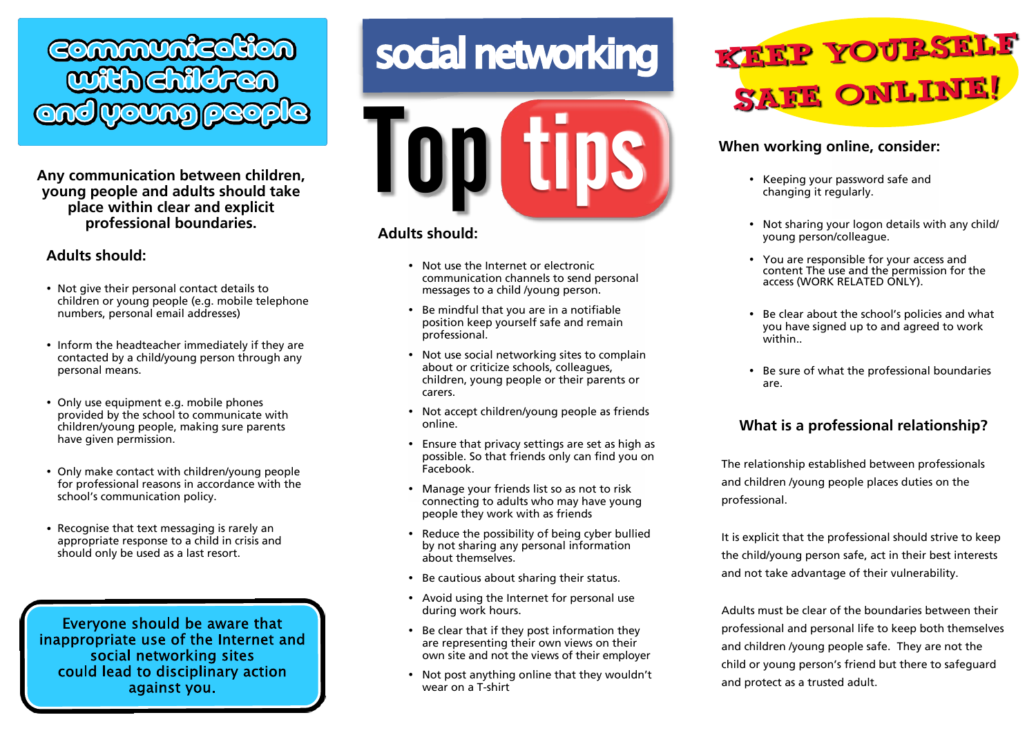# communication with children and young people

**Any communication between children, young people and adults should take place within clear and explicit professional boundaries.**

### Adults should:

- Not give their personal contact details to children or young people (e.g. mobile telephone numbers, personal email addresses)
- Inform the headteacher immediately if they are contacted by a child/young person through any personal means.
- Only use equipment e.g. mobile phones provided by the school to communicate with children/young people, making sure parents have given permission.
- Only make contact with children/young people for professional reasons in accordance with the school's communication policy.
- Recognise that text messaging is rarely an appropriate response to a child in crisis and should only be used as a last resort.

> Everyone should be aware that inappropriate use of the Internet and social networking sites could lead to disciplinary action against you.

# social networking

## Top tips

### Adults should:

- Not use the Internet or electronic communication channels to send personal messages to a child /young person.
- Be mindful that you are in a notifiable position keep yourself safe and remain professional.
- Not use social networking sites to complain about or criticize schools, colleagues, children, young people or their parents or carers.
- Not accept children/young people as friends online.
- Ensure that privacy settings are set as high as possible. So that friends only can find you on Facebook.
- Manage your friends list so as not to risk connecting to adults who may have young people they work with as friends
- Reduce the possibility of being cyber bullied by not sharing any personal information about themselves.
- Be cautious about sharing their status.
- Avoid using the Internet for personal use during work hours.
- Be clear that if they post information they are representing their own views on their own site and not the views of their employer
- Not post anything online that they wouldn't wear on a T-shirt

# KEEP YOURSELF SAFE ONLINE!

### When working online, consider:

- Keeping your password safe and changing it regularly.
- Not sharing your logon details with any child/ young person/colleague.
- You are responsible for your access and content The use and the permission for the access (WORK RELATED ONLY).
- Be clear about the school's policies and what you have signed up to and agreed to work within..
- Be sure of what the professional boundaries are.

### What is a professional relationship?

The relationship established between professionals and children /young people places duties on the professional.

It is explicit that the professional should strive to keep the child/young person safe, act in their best interests and not take advantage of their vulnerability.

Adults must be clear of the boundaries between their professional and personal life to keep both themselves and children /young people safe. They are not the child or young person's friend but there to safeguard and protect as a trusted adult.